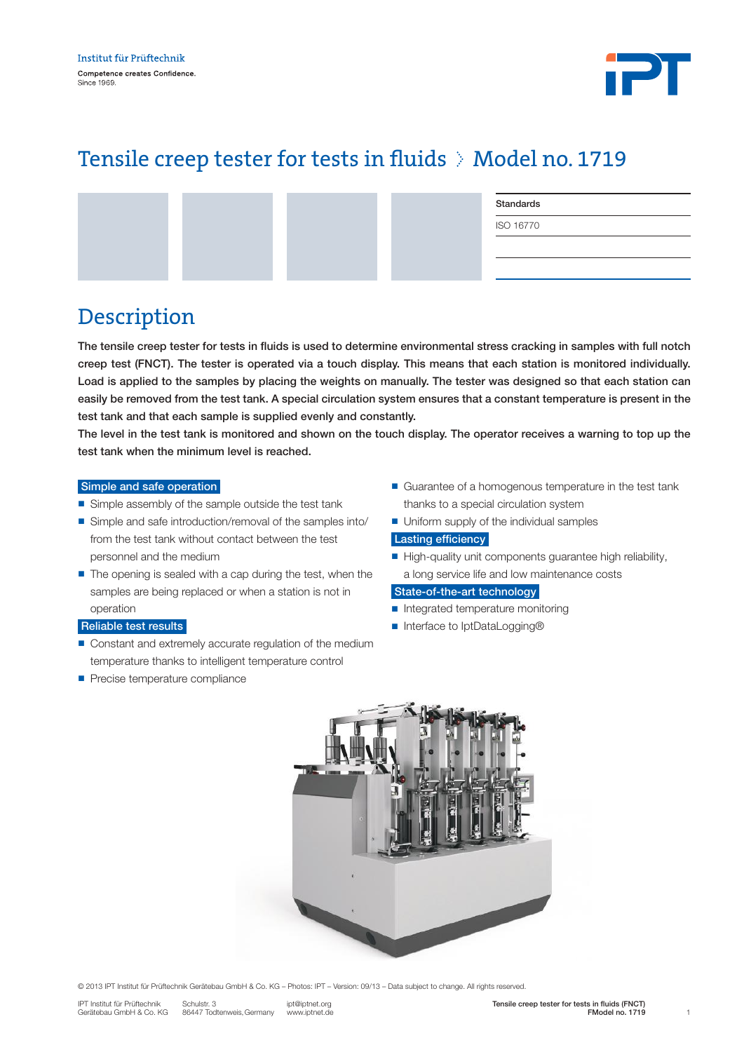Institut für Prüftechnik

Competence creates Confidence.
Since 1969.

# Tensile creep tester for tests in fluids › Model no. 1719

| Standards |
| --- |
| ISO 16770 |

## Description

**The tensile creep tester for tests in fluids is used to determine environmental stress cracking in samples with full notch creep test (FNCT). The tester is operated via a touch display. This means that each station is monitored individually. Load is applied to the samples by placing the weights on manually. The tester was designed so that each station can easily be removed from the test tank. A special circulation system ensures that a constant temperature is present in the test tank and that each sample is supplied evenly and constantly.**
**The level in the test tank is monitored and shown on the touch display. The operator receives a warning to top up the test tank when the minimum level is reached.**

### Simple and safe operation

- Simple assembly of the sample outside the test tank
- Simple and safe introduction/removal of the samples into/from the test tank without contact between the test personnel and the medium
- The opening is sealed with a cap during the test, when the samples are being replaced or when a station is not in operation

### Reliable test results

- Constant and extremely accurate regulation of the medium temperature thanks to intelligent temperature control
- Precise temperature compliance
- Guarantee of a homogenous temperature in the test tank thanks to a special circulation system
- Uniform supply of the individual samples

### Lasting efficiency

- High-quality unit components guarantee high reliability, a long service life and low maintenance costs

### State-of-the-art technology

- Integrated temperature monitoring
- Interface to IptDataLogging®

© 2013 IPT Institut für Prüftechnik Gerätebau GmbH & Co. KG – Photos: IPT – Version: 09/13 – Data subject to change. All rights reserved.

IPT Institut für Prüftechnik Gerätebau GmbH & Co. KG | Schulstr. 3, 86447 Todtenweis, Germany | ipt@iptnet.org | www.iptnet.de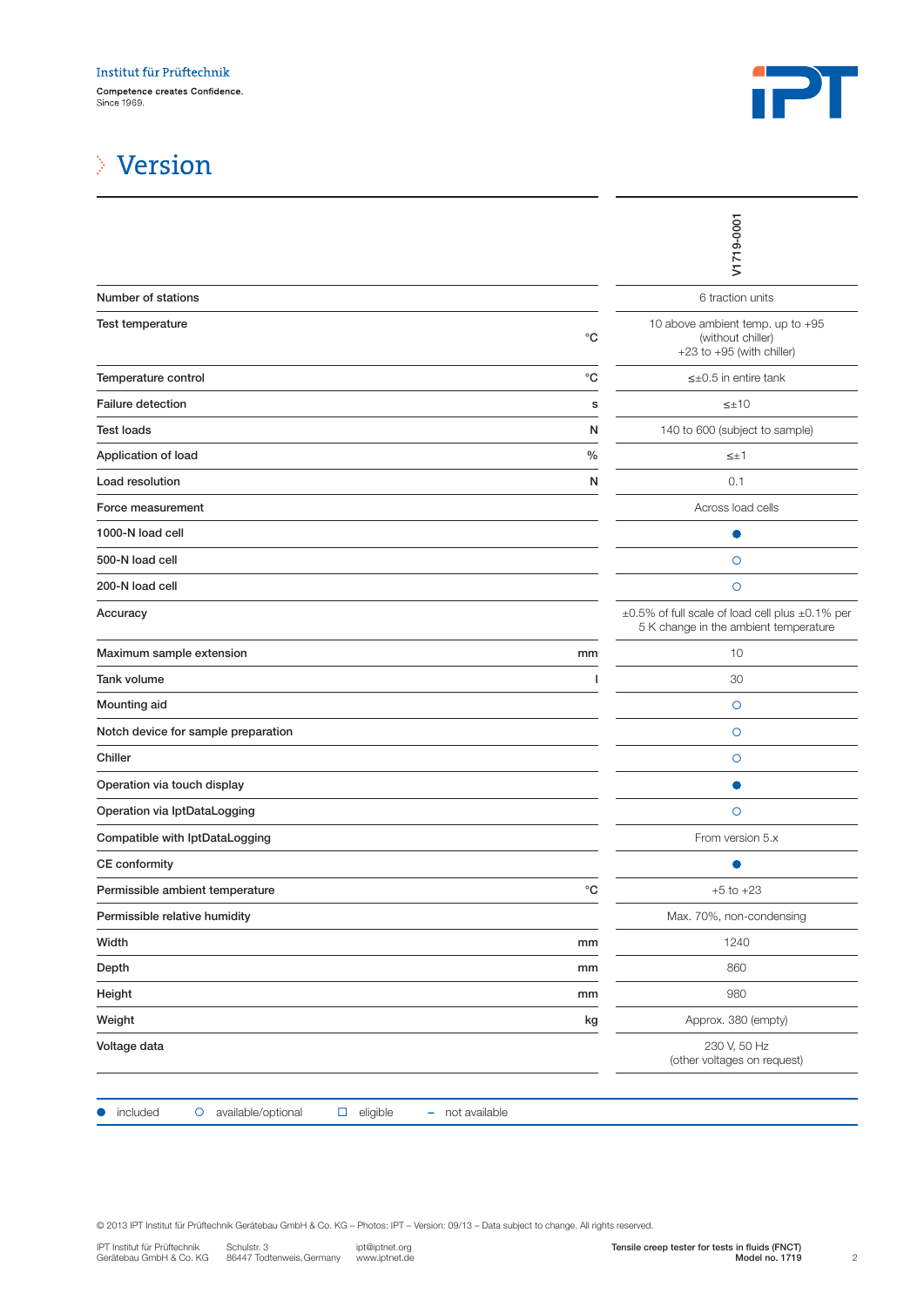Institut für Prüftechnik

Competence creates Confidence.
Since 1969.

# Version

| | | V1719-0001 |
|---|---|---|
| Number of stations | | 6 traction units |
| Test temperature | °C | 10 above ambient temp. up to +95 (without chiller) +23 to +95 (with chiller) |
| Temperature control | °C | ≤±0.5 in entire tank |
| Failure detection | s | ≤±10 |
| Test loads | N | 140 to 600 (subject to sample) |
| Application of load | % | ≤±1 |
| Load resolution | N | 0.1 |
| Force measurement | | Across load cells |
| 1000-N load cell | | ● |
| 500-N load cell | | ○ |
| 200-N load cell | | ○ |
| Accuracy | | ±0.5% of full scale of load cell plus ±0.1% per 5 K change in the ambient temperature |
| Maximum sample extension | mm | 10 |
| Tank volume | l | 30 |
| Mounting aid | | ○ |
| Notch device for sample preparation | | ○ |
| Chiller | | ○ |
| Operation via touch display | | ● |
| Operation via IptDataLogging | | ○ |
| Compatible with IptDataLogging | | From version 5.x |
| CE conformity | | ● |
| Permissible ambient temperature | °C | +5 to +23 |
| Permissible relative humidity | | Max. 70%, non-condensing |
| Width | mm | 1240 |
| Depth | mm | 860 |
| Height | mm | 980 |
| Weight | kg | Approx. 380 (empty) |
| Voltage data | | 230 V, 50 Hz (other voltages on request) |

● included ○ available/optional □ eligible – not available

© 2013 IPT Institut für Prüftechnik Gerätebau GmbH & Co. KG – Photos: IPT – Version: 09/13 – Data subject to change. All rights reserved.

IPT Institut für Prüftechnik Gerätebau GmbH & Co. KG
Schulstr. 3
86447 Todtenweis, Germany
ipt@iptnet.org
www.iptnet.de

Tensile creep tester for tests in fluids (FNCT)
Model no. 1719